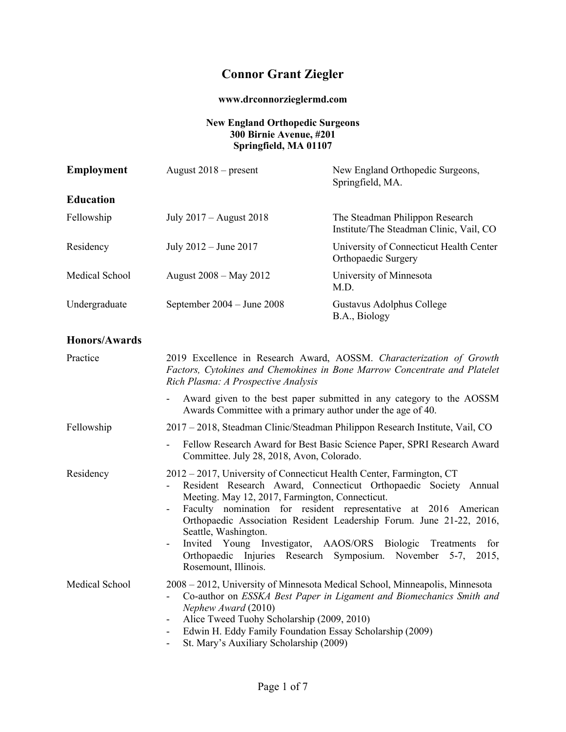# Connor Grant Ziegler

**www.drconnorzieglermd.com**

**New England Orthopedic Surgeons**
**300 Birnie Avenue, #201**
**Springfield, MA 01107**

## Employment

| | | |
|---|---|---|
| **Employment** | August 2018 – present | New England Orthopedic Surgeons, Springfield, MA. |

## Education

| | | |
|---|---|---|
| Fellowship | July 2017 – August 2018 | The Steadman Philippon Research Institute/The Steadman Clinic, Vail, CO |
| Residency | July 2012 – June 2017 | University of Connecticut Health Center Orthopaedic Surgery |
| Medical School | August 2008 – May 2012 | University of Minnesota M.D. |
| Undergraduate | September 2004 – June 2008 | Gustavus Adolphus College B.A., Biology |

## Honors/Awards

**Practice**

2019 Excellence in Research Award, AOSSM. *Characterization of Growth Factors, Cytokines and Chemokines in Bone Marrow Concentrate and Platelet Rich Plasma: A Prospective Analysis*

- Award given to the best paper submitted in any category to the AOSSM Awards Committee with a primary author under the age of 40.

**Fellowship**

2017 – 2018, Steadman Clinic/Steadman Philippon Research Institute, Vail, CO

- Fellow Research Award for Best Basic Science Paper, SPRI Research Award Committee. July 28, 2018, Avon, Colorado.

**Residency**

2012 – 2017, University of Connecticut Health Center, Farmington, CT

- Resident Research Award, Connecticut Orthopaedic Society Annual Meeting. May 12, 2017, Farmington, Connecticut.
- Faculty nomination for resident representative at 2016 American Orthopaedic Association Resident Leadership Forum. June 21-22, 2016, Seattle, Washington.
- Invited Young Investigator, AAOS/ORS Biologic Treatments for Orthopaedic Injuries Research Symposium. November 5-7, 2015, Rosemount, Illinois.

**Medical School**

2008 – 2012, University of Minnesota Medical School, Minneapolis, Minnesota

- Co-author on *ESSKA Best Paper in Ligament and Biomechanics Smith and Nephew Award* (2010)
- Alice Tweed Tuohy Scholarship (2009, 2010)
- Edwin H. Eddy Family Foundation Essay Scholarship (2009)
- St. Mary's Auxiliary Scholarship (2009)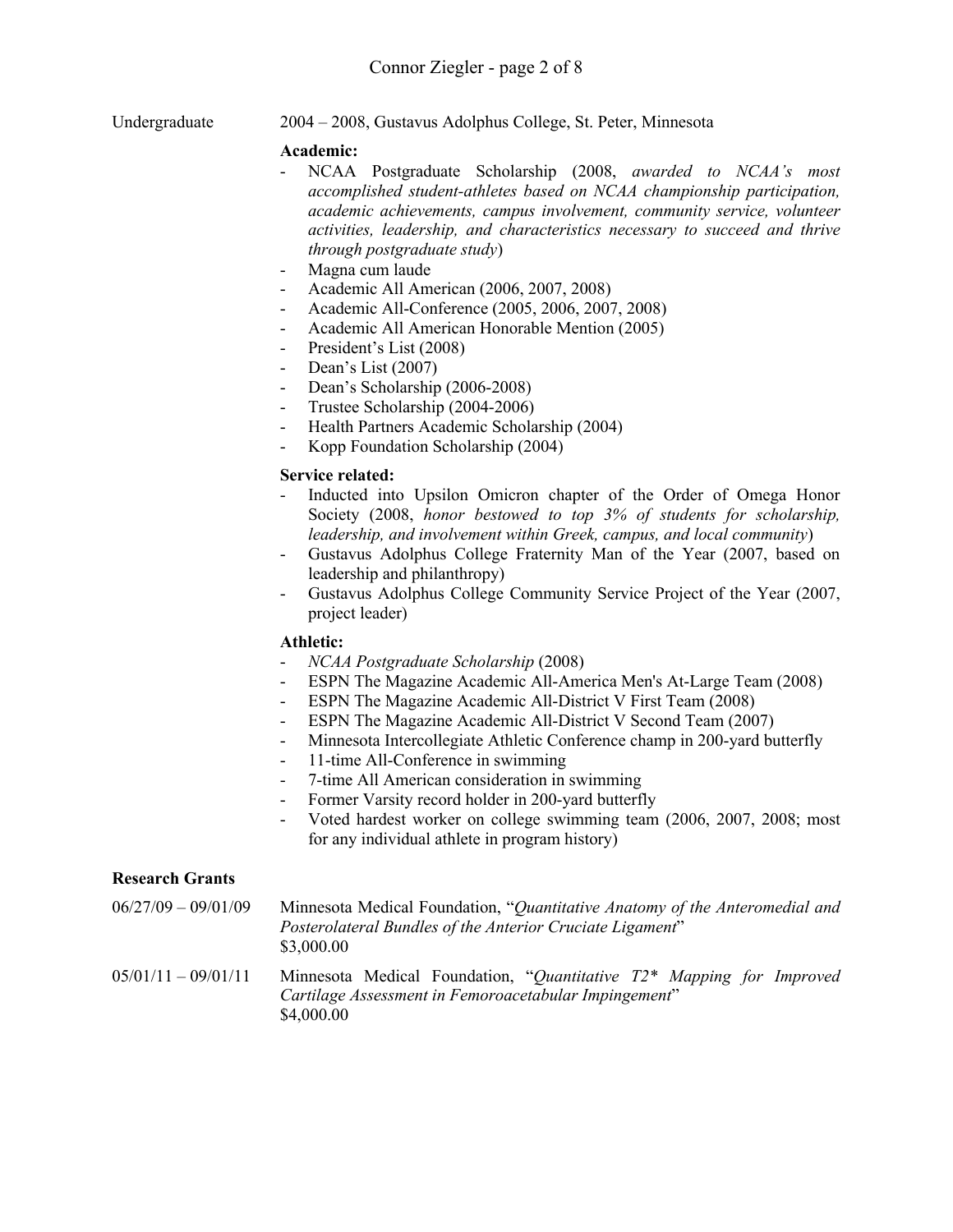Undergraduate — 2004 – 2008, Gustavus Adolphus College, St. Peter, Minnesota

**Academic:**

- NCAA Postgraduate Scholarship (2008, *awarded to NCAA's most accomplished student-athletes based on NCAA championship participation, academic achievements, campus involvement, community service, volunteer activities, leadership, and characteristics necessary to succeed and thrive through postgraduate study*)
- Magna cum laude
- Academic All American (2006, 2007, 2008)
- Academic All-Conference (2005, 2006, 2007, 2008)
- Academic All American Honorable Mention (2005)
- President's List (2008)
- Dean's List (2007)
- Dean's Scholarship (2006-2008)
- Trustee Scholarship (2004-2006)
- Health Partners Academic Scholarship (2004)
- Kopp Foundation Scholarship (2004)

**Service related:**

- Inducted into Upsilon Omicron chapter of the Order of Omega Honor Society (2008, *honor bestowed to top 3% of students for scholarship, leadership, and involvement within Greek, campus, and local community*)
- Gustavus Adolphus College Fraternity Man of the Year (2007, based on leadership and philanthropy)
- Gustavus Adolphus College Community Service Project of the Year (2007, project leader)

**Athletic:**

- *NCAA Postgraduate Scholarship* (2008)
- ESPN The Magazine Academic All-America Men's At-Large Team (2008)
- ESPN The Magazine Academic All-District V First Team (2008)
- ESPN The Magazine Academic All-District V Second Team (2007)
- Minnesota Intercollegiate Athletic Conference champ in 200-yard butterfly
- 11-time All-Conference in swimming
- 7-time All American consideration in swimming
- Former Varsity record holder in 200-yard butterfly
- Voted hardest worker on college swimming team (2006, 2007, 2008; most for any individual athlete in program history)

**Research Grants**

06/27/09 – 09/01/09 — Minnesota Medical Foundation, "*Quantitative Anatomy of the Anteromedial and Posterolateral Bundles of the Anterior Cruciate Ligament*"
$3,000.00

05/01/11 – 09/01/11 — Minnesota Medical Foundation, "*Quantitative T2* Mapping for Improved Cartilage Assessment in Femoroacetabular Impingement*"
$4,000.00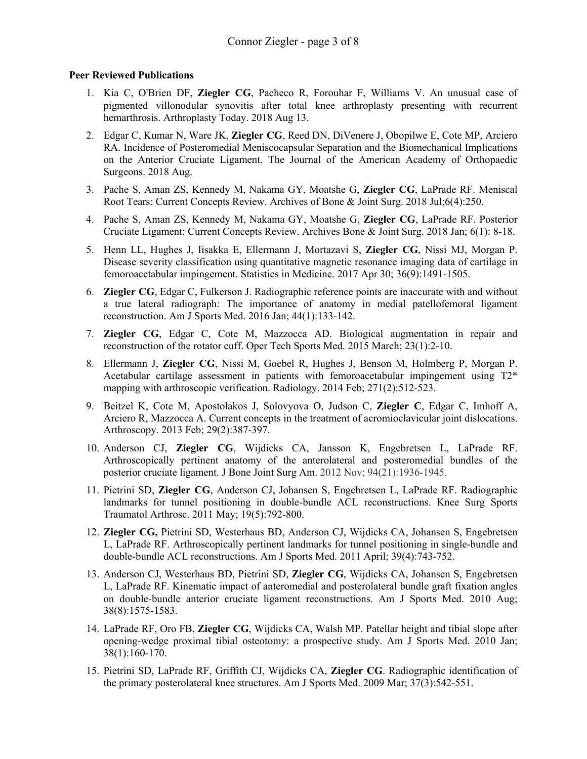**Peer Reviewed Publications**

1. Kia C, O'Brien DF, **Ziegler CG**, Pacheco R, Forouhar F, Williams V. An unusual case of pigmented villonodular synovitis after total knee arthroplasty presenting with recurrent hemarthrosis. Arthroplasty Today. 2018 Aug 13.
2. Edgar C, Kumar N, Ware JK, **Ziegler CG**, Reed DN, DiVenere J, Obopilwe E, Cote MP, Arciero RA. Incidence of Posteromedial Meniscocapsular Separation and the Biomechanical Implications on the Anterior Cruciate Ligament. The Journal of the American Academy of Orthopaedic Surgeons. 2018 Aug.
3. Pache S, Aman ZS, Kennedy M, Nakama GY, Moatshe G, **Ziegler CG**, LaPrade RF. Meniscal Root Tears: Current Concepts Review. Archives of Bone & Joint Surg. 2018 Jul;6(4):250.
4. Pache S, Aman ZS, Kennedy M, Nakama GY, Moatshe G, **Ziegler CG**, LaPrade RF. Posterior Cruciate Ligament: Current Concepts Review. Archives Bone & Joint Surg. 2018 Jan; 6(1): 8-18.
5. Henn LL, Hughes J, Iisakka E, Ellermann J, Mortazavi S, **Ziegler CG**, Nissi MJ, Morgan P. Disease severity classification using quantitative magnetic resonance imaging data of cartilage in femoroacetabular impingement. Statistics in Medicine. 2017 Apr 30; 36(9):1491-1505.
6. **Ziegler CG**, Edgar C, Fulkerson J. Radiographic reference points are inaccurate with and without a true lateral radiograph: The importance of anatomy in medial patellofemoral ligament reconstruction. Am J Sports Med. 2016 Jan; 44(1):133-142.
7. **Ziegler CG**, Edgar C, Cote M, Mazzocca AD. Biological augmentation in repair and reconstruction of the rotator cuff. Oper Tech Sports Med. 2015 March; 23(1):2-10.
8. Ellermann J, **Ziegler CG**, Nissi M, Goebel R, Hughes J, Benson M, Holmberg P, Morgan P. Acetabular cartilage assessment in patients with femoroacetabular impingement using T2* mapping with arthroscopic verification. Radiology. 2014 Feb; 271(2):512-523.
9. Beitzel K, Cote M, Apostolakos J, Solovyova O, Judson C, **Ziegler C**, Edgar C, Imhoff A, Arciero R, Mazzocca A. Current concepts in the treatment of acromioclavicular joint dislocations. Arthroscopy. 2013 Feb; 29(2):387-397.
10. Anderson CJ, **Ziegler CG**, Wijdicks CA, Jansson K, Engebretsen L, LaPrade RF. Arthroscopically pertinent anatomy of the anterolateral and posteromedial bundles of the posterior cruciate ligament. J Bone Joint Surg Am. 2012 Nov; 94(21):1936-1945.
11. Pietrini SD, **Ziegler CG**, Anderson CJ, Johansen S, Engebretsen L, LaPrade RF. Radiographic landmarks for tunnel positioning in double-bundle ACL reconstructions. Knee Surg Sports Traumatol Arthrosc. 2011 May; 19(5):792-800.
12. **Ziegler CG,** Pietrini SD, Westerhaus BD, Anderson CJ, Wijdicks CA, Johansen S, Engebretsen L, LaPrade RF. Arthroscopically pertinent landmarks for tunnel positioning in single-bundle and double-bundle ACL reconstructions. Am J Sports Med. 2011 April; 39(4):743-752.
13. Anderson CJ, Westerhaus BD, Pietrini SD, **Ziegler CG**, Wijdicks CA, Johansen S, Engebretsen L, LaPrade RF. Kinematic impact of anteromedial and posterolateral bundle graft fixation angles on double-bundle anterior cruciate ligament reconstructions. Am J Sports Med. 2010 Aug; 38(8):1575-1583.
14. LaPrade RF, Oro FB, **Ziegler CG**, Wijdicks CA, Walsh MP. Patellar height and tibial slope after opening-wedge proximal tibial osteotomy: a prospective study. Am J Sports Med. 2010 Jan; 38(1):160-170.
15. Pietrini SD, LaPrade RF, Griffith CJ, Wijdicks CA, **Ziegler CG**. Radiographic identification of the primary posterolateral knee structures. Am J Sports Med. 2009 Mar; 37(3):542-551.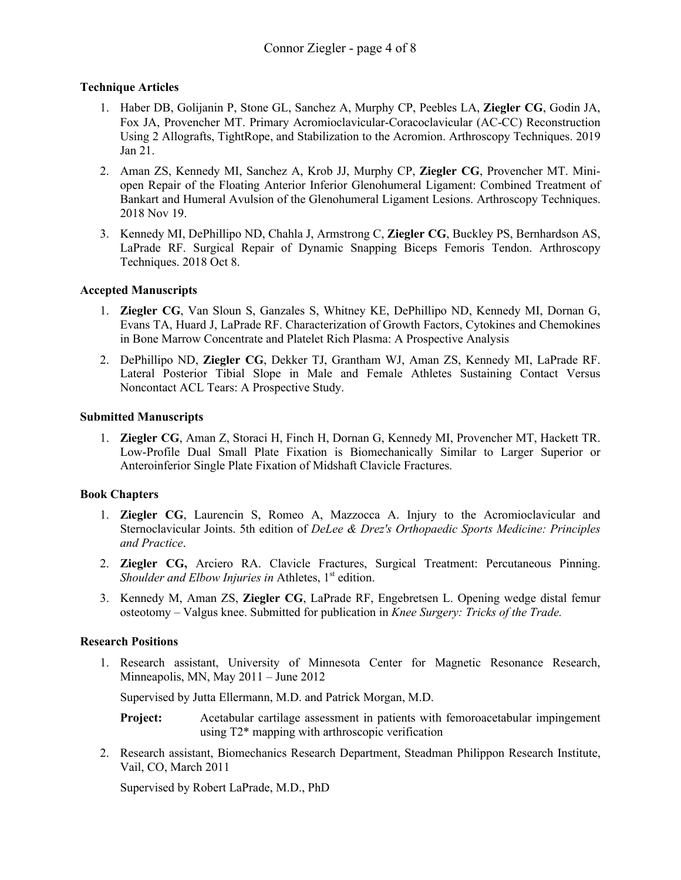**Technique Articles**

1. Haber DB, Golijanin P, Stone GL, Sanchez A, Murphy CP, Peebles LA, **Ziegler CG**, Godin JA, Fox JA, Provencher MT. Primary Acromioclavicular-Coracoclavicular (AC-CC) Reconstruction Using 2 Allografts, TightRope, and Stabilization to the Acromion. Arthroscopy Techniques. 2019 Jan 21.

2. Aman ZS, Kennedy MI, Sanchez A, Krob JJ, Murphy CP, **Ziegler CG**, Provencher MT. Mini-open Repair of the Floating Anterior Inferior Glenohumeral Ligament: Combined Treatment of Bankart and Humeral Avulsion of the Glenohumeral Ligament Lesions. Arthroscopy Techniques. 2018 Nov 19.

3. Kennedy MI, DePhillipo ND, Chahla J, Armstrong C, **Ziegler CG**, Buckley PS, Bernhardson AS, LaPrade RF. Surgical Repair of Dynamic Snapping Biceps Femoris Tendon. Arthroscopy Techniques. 2018 Oct 8.

**Accepted Manuscripts**

1. **Ziegler CG**, Van Sloun S, Ganzales S, Whitney KE, DePhillipo ND, Kennedy MI, Dornan G, Evans TA, Huard J, LaPrade RF. Characterization of Growth Factors, Cytokines and Chemokines in Bone Marrow Concentrate and Platelet Rich Plasma: A Prospective Analysis

2. DePhillipo ND, **Ziegler CG**, Dekker TJ, Grantham WJ, Aman ZS, Kennedy MI, LaPrade RF. Lateral Posterior Tibial Slope in Male and Female Athletes Sustaining Contact Versus Noncontact ACL Tears: A Prospective Study.

**Submitted Manuscripts**

1. **Ziegler CG**, Aman Z, Storaci H, Finch H, Dornan G, Kennedy MI, Provencher MT, Hackett TR. Low-Profile Dual Small Plate Fixation is Biomechanically Similar to Larger Superior or Anteroinferior Single Plate Fixation of Midshaft Clavicle Fractures.

**Book Chapters**

1. **Ziegler CG**, Laurencin S, Romeo A, Mazzocca A. Injury to the Acromioclavicular and Sternoclavicular Joints. 5th edition of *DeLee & Drez's Orthopaedic Sports Medicine: Principles and Practice*.

2. **Ziegler CG,** Arciero RA. Clavicle Fractures, Surgical Treatment: Percutaneous Pinning. *Shoulder and Elbow Injuries in* Athletes, 1st edition.

3. Kennedy M, Aman ZS, **Ziegler CG**, LaPrade RF, Engebretsen L. Opening wedge distal femur osteotomy – Valgus knee. Submitted for publication in *Knee Surgery: Tricks of the Trade.*

**Research Positions**

1. Research assistant, University of Minnesota Center for Magnetic Resonance Research, Minneapolis, MN, May 2011 – June 2012

   Supervised by Jutta Ellermann, M.D. and Patrick Morgan, M.D.

   **Project:** Acetabular cartilage assessment in patients with femoroacetabular impingement using T2* mapping with arthroscopic verification

2. Research assistant, Biomechanics Research Department, Steadman Philippon Research Institute, Vail, CO, March 2011

   Supervised by Robert LaPrade, M.D., PhD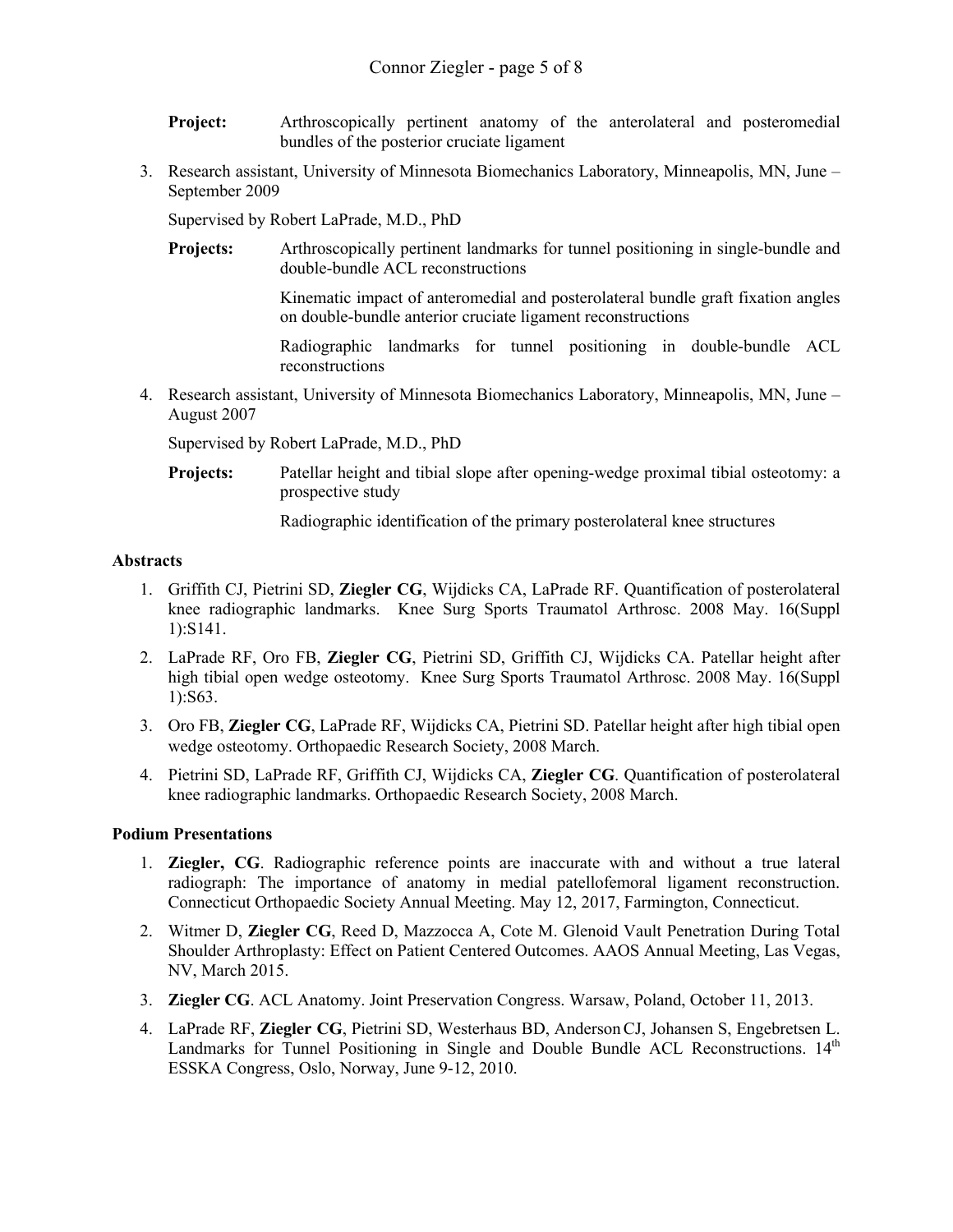**Project:** Arthroscopically pertinent anatomy of the anterolateral and posteromedial bundles of the posterior cruciate ligament

3. Research assistant, University of Minnesota Biomechanics Laboratory, Minneapolis, MN, June – September 2009

   Supervised by Robert LaPrade, M.D., PhD

   **Projects:** Arthroscopically pertinent landmarks for tunnel positioning in single-bundle and double-bundle ACL reconstructions

   Kinematic impact of anteromedial and posterolateral bundle graft fixation angles on double-bundle anterior cruciate ligament reconstructions

   Radiographic landmarks for tunnel positioning in double-bundle ACL reconstructions

4. Research assistant, University of Minnesota Biomechanics Laboratory, Minneapolis, MN, June – August 2007

   Supervised by Robert LaPrade, M.D., PhD

   **Projects:** Patellar height and tibial slope after opening-wedge proximal tibial osteotomy: a prospective study

   Radiographic identification of the primary posterolateral knee structures

**Abstracts**

1. Griffith CJ, Pietrini SD, **Ziegler CG**, Wijdicks CA, LaPrade RF. Quantification of posterolateral knee radiographic landmarks. Knee Surg Sports Traumatol Arthrosc. 2008 May. 16(Suppl 1):S141.
2. LaPrade RF, Oro FB, **Ziegler CG**, Pietrini SD, Griffith CJ, Wijdicks CA. Patellar height after high tibial open wedge osteotomy. Knee Surg Sports Traumatol Arthrosc. 2008 May. 16(Suppl 1):S63.
3. Oro FB, **Ziegler CG**, LaPrade RF, Wijdicks CA, Pietrini SD. Patellar height after high tibial open wedge osteotomy. Orthopaedic Research Society, 2008 March.
4. Pietrini SD, LaPrade RF, Griffith CJ, Wijdicks CA, **Ziegler CG**. Quantification of posterolateral knee radiographic landmarks. Orthopaedic Research Society, 2008 March.

**Podium Presentations**

1. **Ziegler, CG**. Radiographic reference points are inaccurate with and without a true lateral radiograph: The importance of anatomy in medial patellofemoral ligament reconstruction. Connecticut Orthopaedic Society Annual Meeting. May 12, 2017, Farmington, Connecticut.
2. Witmer D, **Ziegler CG**, Reed D, Mazzocca A, Cote M. Glenoid Vault Penetration During Total Shoulder Arthroplasty: Effect on Patient Centered Outcomes. AAOS Annual Meeting, Las Vegas, NV, March 2015.
3. **Ziegler CG**. ACL Anatomy. Joint Preservation Congress. Warsaw, Poland, October 11, 2013.
4. LaPrade RF, **Ziegler CG**, Pietrini SD, Westerhaus BD, Anderson CJ, Johansen S, Engebretsen L. Landmarks for Tunnel Positioning in Single and Double Bundle ACL Reconstructions. 14th ESSKA Congress, Oslo, Norway, June 9-12, 2010.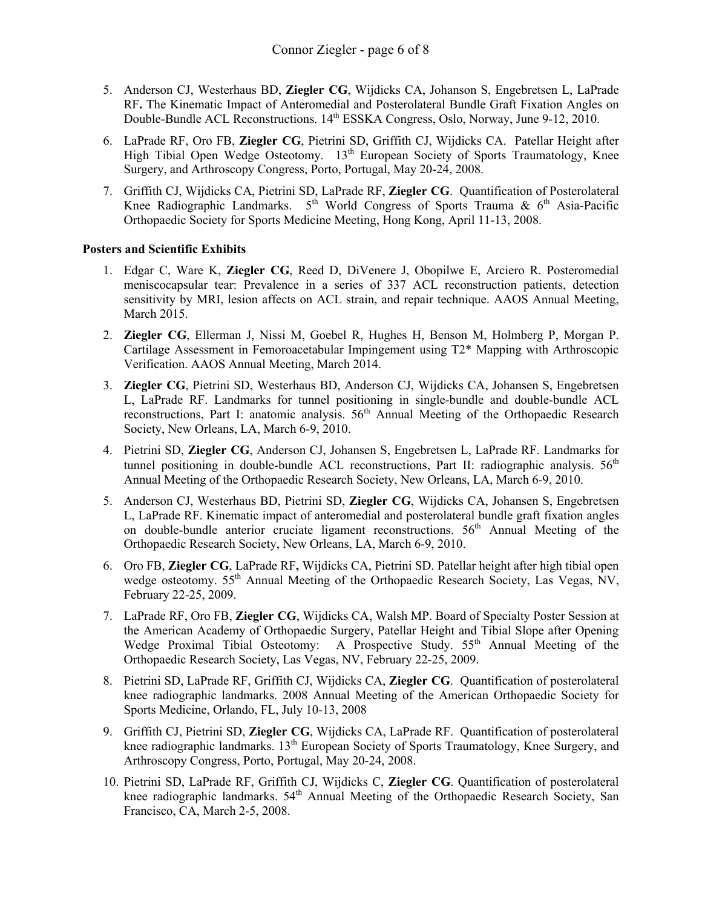5. Anderson CJ, Westerhaus BD, **Ziegler CG**, Wijdicks CA, Johanson S, Engebretsen L, LaPrade RF**.** The Kinematic Impact of Anteromedial and Posterolateral Bundle Graft Fixation Angles on Double-Bundle ACL Reconstructions. 14th ESSKA Congress, Oslo, Norway, June 9-12, 2010.

6. LaPrade RF, Oro FB, **Ziegler CG**, Pietrini SD, Griffith CJ, Wijdicks CA. Patellar Height after High Tibial Open Wedge Osteotomy. 13th European Society of Sports Traumatology, Knee Surgery, and Arthroscopy Congress, Porto, Portugal, May 20-24, 2008.

7. Griffith CJ, Wijdicks CA, Pietrini SD, LaPrade RF, **Ziegler CG**. Quantification of Posterolateral Knee Radiographic Landmarks. 5th World Congress of Sports Trauma & 6th Asia-Pacific Orthopaedic Society for Sports Medicine Meeting, Hong Kong, April 11-13, 2008.

**Posters and Scientific Exhibits**

1. Edgar C, Ware K, **Ziegler CG**, Reed D, DiVenere J, Obopilwe E, Arciero R. Posteromedial meniscocapsular tear: Prevalence in a series of 337 ACL reconstruction patients, detection sensitivity by MRI, lesion affects on ACL strain, and repair technique. AAOS Annual Meeting, March 2015.

2. **Ziegler CG**, Ellerman J, Nissi M, Goebel R, Hughes H, Benson M, Holmberg P, Morgan P. Cartilage Assessment in Femoroacetabular Impingement using T2* Mapping with Arthroscopic Verification. AAOS Annual Meeting, March 2014.

3. **Ziegler CG**, Pietrini SD, Westerhaus BD, Anderson CJ, Wijdicks CA, Johansen S, Engebretsen L, LaPrade RF. Landmarks for tunnel positioning in single-bundle and double-bundle ACL reconstructions, Part I: anatomic analysis. 56th Annual Meeting of the Orthopaedic Research Society, New Orleans, LA, March 6-9, 2010.

4. Pietrini SD, **Ziegler CG**, Anderson CJ, Johansen S, Engebretsen L, LaPrade RF. Landmarks for tunnel positioning in double-bundle ACL reconstructions, Part II: radiographic analysis. 56th Annual Meeting of the Orthopaedic Research Society, New Orleans, LA, March 6-9, 2010.

5. Anderson CJ, Westerhaus BD, Pietrini SD, **Ziegler CG**, Wijdicks CA, Johansen S, Engebretsen L, LaPrade RF. Kinematic impact of anteromedial and posterolateral bundle graft fixation angles on double-bundle anterior cruciate ligament reconstructions. 56th Annual Meeting of the Orthopaedic Research Society, New Orleans, LA, March 6-9, 2010.

6. Oro FB, **Ziegler CG**, LaPrade RF**,** Wijdicks CA, Pietrini SD. Patellar height after high tibial open wedge osteotomy. 55th Annual Meeting of the Orthopaedic Research Society, Las Vegas, NV, February 22-25, 2009.

7. LaPrade RF, Oro FB, **Ziegler CG**, Wijdicks CA, Walsh MP. Board of Specialty Poster Session at the American Academy of Orthopaedic Surgery, Patellar Height and Tibial Slope after Opening Wedge Proximal Tibial Osteotomy: A Prospective Study. 55th Annual Meeting of the Orthopaedic Research Society, Las Vegas, NV, February 22-25, 2009.

8. Pietrini SD, LaPrade RF, Griffith CJ, Wijdicks CA, **Ziegler CG**. Quantification of posterolateral knee radiographic landmarks. 2008 Annual Meeting of the American Orthopaedic Society for Sports Medicine, Orlando, FL, July 10-13, 2008

9. Griffith CJ, Pietrini SD, **Ziegler CG**, Wijdicks CA, LaPrade RF. Quantification of posterolateral knee radiographic landmarks. 13th European Society of Sports Traumatology, Knee Surgery, and Arthroscopy Congress, Porto, Portugal, May 20-24, 2008.

10. Pietrini SD, LaPrade RF, Griffith CJ, Wijdicks C, **Ziegler CG**. Quantification of posterolateral knee radiographic landmarks. 54th Annual Meeting of the Orthopaedic Research Society, San Francisco, CA, March 2-5, 2008.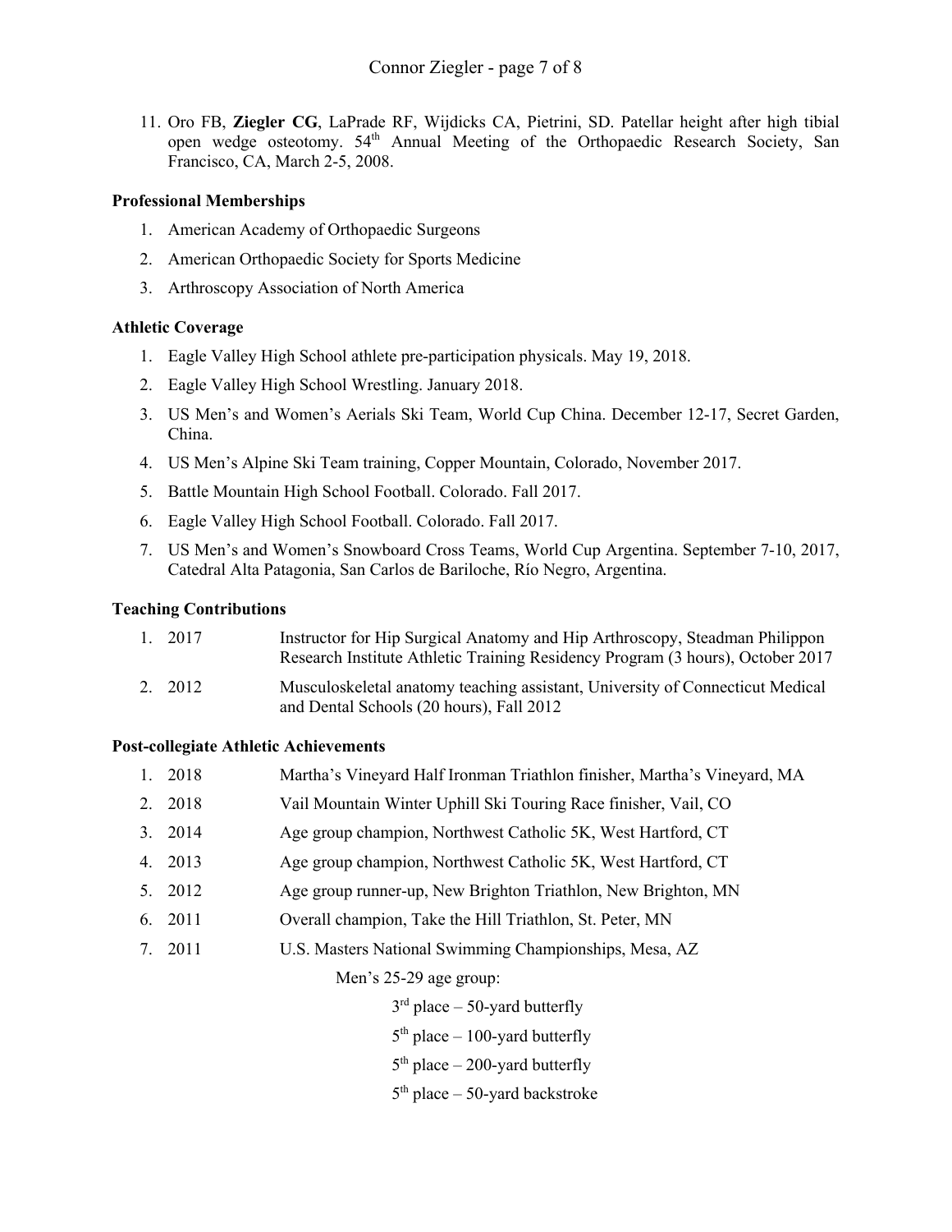11. Oro FB, **Ziegler CG**, LaPrade RF, Wijdicks CA, Pietrini, SD. Patellar height after high tibial open wedge osteotomy. 54th Annual Meeting of the Orthopaedic Research Society, San Francisco, CA, March 2-5, 2008.

**Professional Memberships**

1. American Academy of Orthopaedic Surgeons
2. American Orthopaedic Society for Sports Medicine
3. Arthroscopy Association of North America

**Athletic Coverage**

1. Eagle Valley High School athlete pre-participation physicals. May 19, 2018.
2. Eagle Valley High School Wrestling. January 2018.
3. US Men's and Women's Aerials Ski Team, World Cup China. December 12-17, Secret Garden, China.
4. US Men's Alpine Ski Team training, Copper Mountain, Colorado, November 2017.
5. Battle Mountain High School Football. Colorado. Fall 2017.
6. Eagle Valley High School Football. Colorado. Fall 2017.
7. US Men's and Women's Snowboard Cross Teams, World Cup Argentina. September 7-10, 2017, Catedral Alta Patagonia, San Carlos de Bariloche, Río Negro, Argentina.

**Teaching Contributions**

1. 2017 — Instructor for Hip Surgical Anatomy and Hip Arthroscopy, Steadman Philippon Research Institute Athletic Training Residency Program (3 hours), October 2017
2. 2012 — Musculoskeletal anatomy teaching assistant, University of Connecticut Medical and Dental Schools (20 hours), Fall 2012

**Post-collegiate Athletic Achievements**

1. 2018 — Martha's Vineyard Half Ironman Triathlon finisher, Martha's Vineyard, MA
2. 2018 — Vail Mountain Winter Uphill Ski Touring Race finisher, Vail, CO
3. 2014 — Age group champion, Northwest Catholic 5K, West Hartford, CT
4. 2013 — Age group champion, Northwest Catholic 5K, West Hartford, CT
5. 2012 — Age group runner-up, New Brighton Triathlon, New Brighton, MN
6. 2011 — Overall champion, Take the Hill Triathlon, St. Peter, MN
7. 2011 — U.S. Masters National Swimming Championships, Mesa, AZ

   Men's 25-29 age group:

   - 3rd place – 50-yard butterfly
   - 5th place – 100-yard butterfly
   - 5th place – 200-yard butterfly
   - 5th place – 50-yard backstroke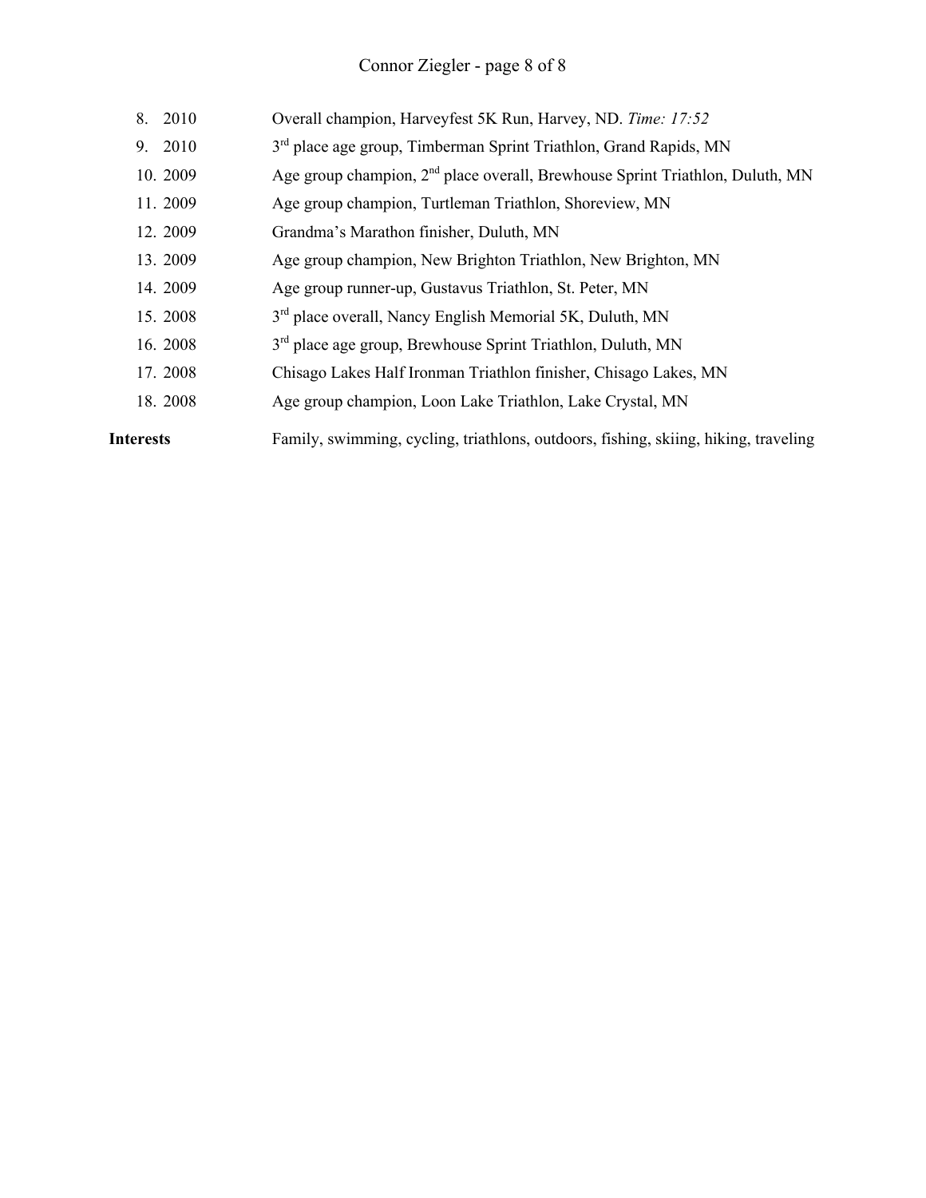8. 2010 Overall champion, Harveyfest 5K Run, Harvey, ND. *Time: 17:52*
9. 2010 3rd place age group, Timberman Sprint Triathlon, Grand Rapids, MN
10. 2009 Age group champion, 2nd place overall, Brewhouse Sprint Triathlon, Duluth, MN
11. 2009 Age group champion, Turtleman Triathlon, Shoreview, MN
12. 2009 Grandma's Marathon finisher, Duluth, MN
13. 2009 Age group champion, New Brighton Triathlon, New Brighton, MN
14. 2009 Age group runner-up, Gustavus Triathlon, St. Peter, MN
15. 2008 3rd place overall, Nancy English Memorial 5K, Duluth, MN
16. 2008 3rd place age group, Brewhouse Sprint Triathlon, Duluth, MN
17. 2008 Chisago Lakes Half Ironman Triathlon finisher, Chisago Lakes, MN
18. 2008 Age group champion, Loon Lake Triathlon, Lake Crystal, MN

**Interests** Family, swimming, cycling, triathlons, outdoors, fishing, skiing, hiking, traveling